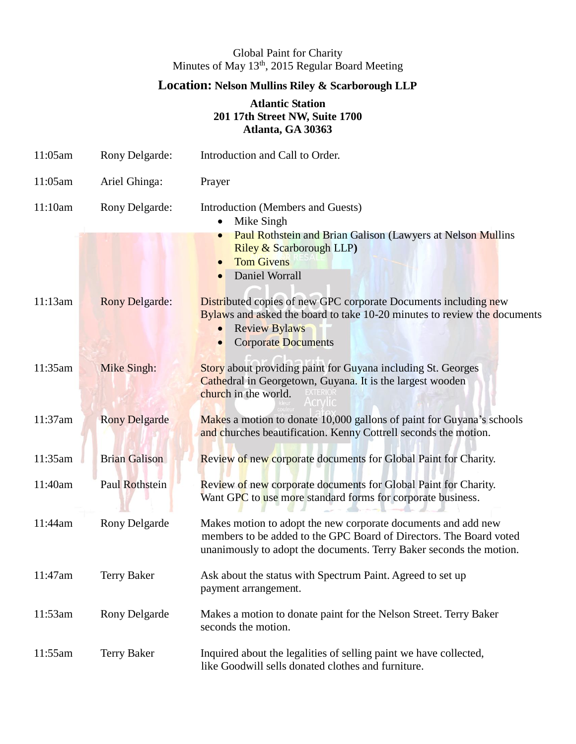Global Paint for Charity

Minutes of May 13th, 2015 Regular Board Meeting

## Location: Nelson Mullins Riley & Scarborough LLP

**Atlantic Station**
**201 17th Street NW, Suite 1700**
**Atlanta, GA 30363**

| Time | Speaker | Item |
|---|---|---|
| 11:05am | Rony Delgarde: | Introduction and Call to Order. |
| 11:05am | Ariel Ghinga: | Prayer |
| 11:10am | Rony Delgarde: | Introduction (Members and Guests)<br>• Mike Singh<br>• Paul Rothstein and Brian Galison (Lawyers at Nelson Mullins Riley & Scarborough LLP)<br>• Tom Givens<br>• Daniel Worrall |
| 11:13am | Rony Delgarde: | Distributed copies of new GPC corporate Documents including new Bylaws and asked the board to take 10-20 minutes to review the documents<br>• Review Bylaws<br>• Corporate Documents |
| 11:35am | Mike Singh: | Story about providing paint for Guyana including St. Georges Cathedral in Georgetown, Guyana. It is the largest wooden church in the world. |
| 11:37am | Rony Delgarde | Makes a motion to donate 10,000 gallons of paint for Guyana's schools and churches beautification. Kenny Cottrell seconds the motion. |
| 11:35am | Brian Galison | Review of new corporate documents for Global Paint for Charity. |
| 11:40am | Paul Rothstein | Review of new corporate documents for Global Paint for Charity. Want GPC to use more standard forms for corporate business. |
| 11:44am | Rony Delgarde | Makes motion to adopt the new corporate documents and add new members to be added to the GPC Board of Directors. The Board voted unanimously to adopt the documents. Terry Baker seconds the motion. |
| 11:47am | Terry Baker | Ask about the status with Spectrum Paint. Agreed to set up payment arrangement. |
| 11:53am | Rony Delgarde | Makes a motion to donate paint for the Nelson Street. Terry Baker seconds the motion. |
| 11:55am | Terry Baker | Inquired about the legalities of selling paint we have collected, like Goodwill sells donated clothes and furniture. |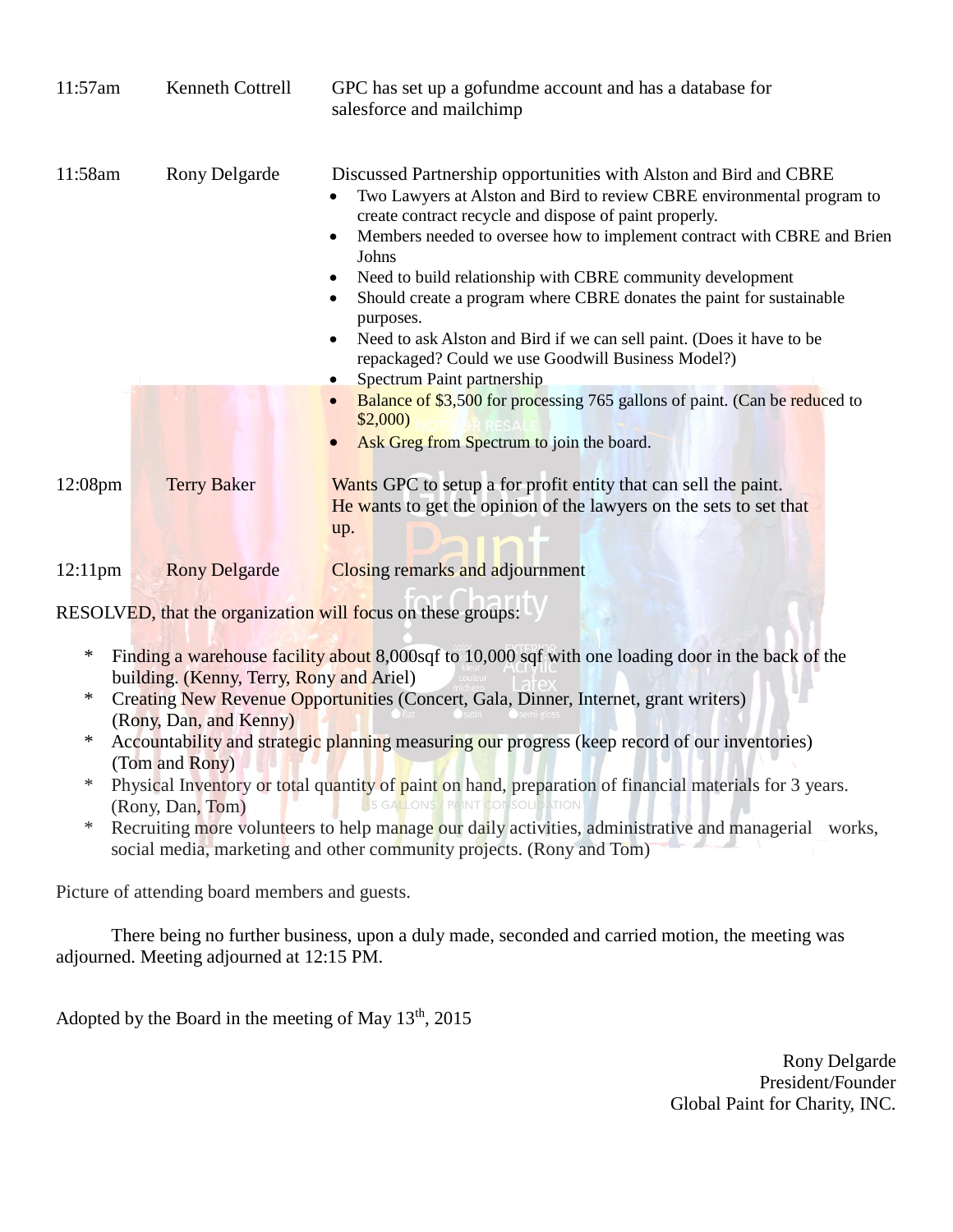| | | |
|---|---|---|
| 11:57am | Kenneth Cottrell | GPC has set up a gofundme account and has a database for salesforce and mailchimp |
| 11:58am | Rony Delgarde | Discussed Partnership opportunities with Alston and Bird and CBRE<br>• Two Lawyers at Alston and Bird to review CBRE environmental program to create contract recycle and dispose of paint properly.<br>• Members needed to oversee how to implement contract with CBRE and Brien Johns<br>• Need to build relationship with CBRE community development<br>• Should create a program where CBRE donates the paint for sustainable purposes.<br>• Need to ask Alston and Bird if we can sell paint. (Does it have to be repackaged? Could we use Goodwill Business Model?)<br>• Spectrum Paint partnership<br>• Balance of $3,500 for processing 765 gallons of paint. (Can be reduced to $2,000)<br>• Ask Greg from Spectrum to join the board. |
| 12:08pm | Terry Baker | Wants GPC to setup a for profit entity that can sell the paint. He wants to get the opinion of the lawyers on the sets to set that up. |
| 12:11pm | Rony Delgarde | Closing remarks and adjournment |

RESOLVED, that the organization will focus on these groups:

* Finding a warehouse facility about 8,000sqf to 10,000 sqf with one loading door in the back of the building. (Kenny, Terry, Rony and Ariel)
* Creating New Revenue Opportunities (Concert, Gala, Dinner, Internet, grant writers) (Rony, Dan, and Kenny)
* Accountability and strategic planning measuring our progress (keep record of our inventories) (Tom and Rony)
* Physical Inventory or total quantity of paint on hand, preparation of financial materials for 3 years. (Rony, Dan, Tom)
* Recruiting more volunteers to help manage our daily activities, administrative and managerial works, social media, marketing and other community projects. (Rony and Tom)

Picture of attending board members and guests.

There being no further business, upon a duly made, seconded and carried motion, the meeting was adjourned. Meeting adjourned at 12:15 PM.

Adopted by the Board in the meeting of May 13th, 2015

Rony Delgarde
President/Founder
Global Paint for Charity, INC.